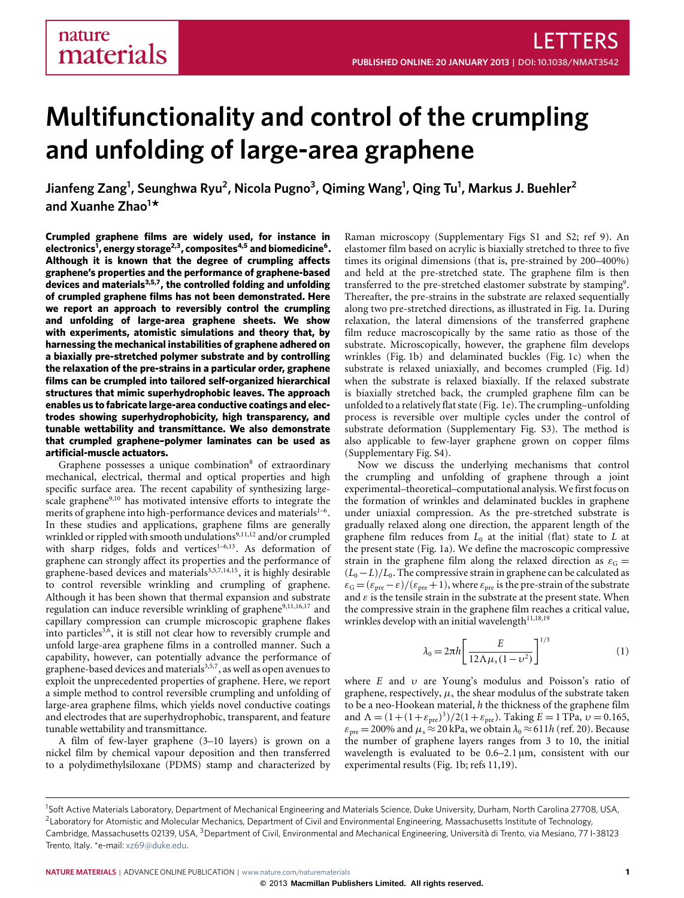# Multifunctionality and control of the crumpling and unfolding of large-area graphene

**Jianfeng Zang[1], Seunghwa Ryu[2], Nicola Pugno[3], Qiming Wang[1], Qing Tu[1], Markus J. Buehler[2] and Xuanhe Zhao[1]***

**Crumpled graphene films are widely used, for instance in electronics[1], energy storage[2,3], composites[4,5] and biomedicine[6]. Although it is known that the degree of crumpling affects graphene's properties and the performance of graphene-based devices and materials[3,5,7], the controlled folding and unfolding of crumpled graphene films has not been demonstrated. Here we report an approach to reversibly control the crumpling and unfolding of large-area graphene sheets. We show with experiments, atomistic simulations and theory that, by harnessing the mechanical instabilities of graphene adhered on a biaxially pre-stretched polymer substrate and by controlling the relaxation of the pre-strains in a particular order, graphene films can be crumpled into tailored self-organized hierarchical structures that mimic superhydrophobic leaves. The approach enables us to fabricate large-area conductive coatings and electrodes showing superhydrophobicity, high transparency, and tunable wettability and transmittance. We also demonstrate that crumpled graphene–polymer laminates can be used as artificial-muscle actuators.**

Graphene possesses a unique combination[8] of extraordinary mechanical, electrical, thermal and optical properties and high specific surface area. The recent capability of synthesizing large-scale graphene[9,10] has motivated intensive efforts to integrate the merits of graphene into high-performance devices and materials[1–6]. In these studies and applications, graphene films are generally wrinkled or rippled with smooth undulations[9,11,12] and/or crumpled with sharp ridges, folds and vertices[1–6,13]. As deformation of graphene can strongly affect its properties and the performance of graphene-based devices and materials[3,5,7,14,15], it is highly desirable to control reversible wrinkling and crumpling of graphene. Although it has been shown that thermal expansion and substrate regulation can induce reversible wrinkling of graphene[9,11,16,17] and capillary compression can crumple microscopic graphene flakes into particles[3,6], it is still not clear how to reversibly crumple and unfold large-area graphene films in a controlled manner. Such a capability, however, can potentially advance the performance of graphene-based devices and materials[3,5,7], as well as open avenues to exploit the unprecedented properties of graphene. Here, we report a simple method to control reversible crumpling and unfolding of large-area graphene films, which yields novel conductive coatings and electrodes that are superhydrophobic, transparent, and feature tunable wettability and transmittance.

A film of few-layer graphene (3–10 layers) is grown on a nickel film by chemical vapour deposition and then transferred to a polydimethylsiloxane (PDMS) stamp and characterized by Raman microscopy (Supplementary Figs S1 and S2; ref 9). An elastomer film based on acrylic is biaxially stretched to three to five times its original dimensions (that is, pre-strained by 200–400%) and held at the pre-stretched state. The graphene film is then transferred to the pre-stretched elastomer substrate by stamping[9]. Thereafter, the pre-strains in the substrate are relaxed sequentially along two pre-stretched directions, as illustrated in Fig. 1a. During relaxation, the lateral dimensions of the transferred graphene film reduce macroscopically by the same ratio as those of the substrate. Microscopically, however, the graphene film develops wrinkles (Fig. 1b) and delaminated buckles (Fig. 1c) when the substrate is relaxed uniaxially, and becomes crumpled (Fig. 1d) when the substrate is relaxed biaxially. If the relaxed substrate is biaxially stretched back, the crumpled graphene film can be unfolded to a relatively flat state (Fig. 1e). The crumpling–unfolding process is reversible over multiple cycles under the control of substrate deformation (Supplementary Fig. S3). The method is also applicable to few-layer graphene grown on copper films (Supplementary Fig. S4).

Now we discuss the underlying mechanisms that control the crumpling and unfolding of graphene through a joint experimental–theoretical–computational analysis. We first focus on the formation of wrinkles and delaminated buckles in graphene under uniaxial compression. As the pre-stretched substrate is gradually relaxed along one direction, the apparent length of the graphene film reduces from $L_0$ at the initial (flat) state to $L$ at the present state (Fig. 1a). We define the macroscopic compressive strain in the graphene film along the relaxed direction as $\varepsilon_G = (L_0 - L)/L_0$. The compressive strain in graphene can be calculated as $\varepsilon_G = (\varepsilon_{pre} - \varepsilon)/(\varepsilon_{pre} + 1)$, where $\varepsilon_{pre}$ is the pre-strain of the substrate and $\varepsilon$ is the tensile strain in the substrate at the present state. When the compressive strain in the graphene film reaches a critical value, wrinkles develop with an initial wavelength[11,18,19]

$$\lambda_0 = 2\pi h \left[\frac{E}{12\Lambda\mu_s(1-\upsilon^2)}\right]^{1/3} \tag{1}$$

where $E$ and $\upsilon$ are Young's modulus and Poisson's ratio of graphene, respectively, $\mu_s$ the shear modulus of the substrate taken to be a neo-Hookean material, $h$ the thickness of the graphene film and $\Lambda = (1+(1+\varepsilon_{pre})^3)/2(1+\varepsilon_{pre})$. Taking $E = 1$ TPa, $\upsilon = 0.165$, $\varepsilon_{pre} = 200\%$ and $\mu_s \approx 20$ kPa, we obtain $\lambda_0 \approx 611h$ (ref. 20). Because the number of graphene layers ranges from 3 to 10, the initial wavelength is evaluated to be 0.6–2.1 µm, consistent with our experimental results (Fig. 1b; refs 11,19).

[1]Soft Active Materials Laboratory, Department of Mechanical Engineering and Materials Science, Duke University, Durham, North Carolina 27708, USA, [2]Laboratory for Atomistic and Molecular Mechanics, Department of Civil and Environmental Engineering, Massachusetts Institute of Technology, Cambridge, Massachusetts 02139, USA, [3]Department of Civil, Environmental and Mechanical Engineering, Università di Trento, via Mesiano, 77 I-38123 Trento, Italy. *e-mail: xz69@duke.edu.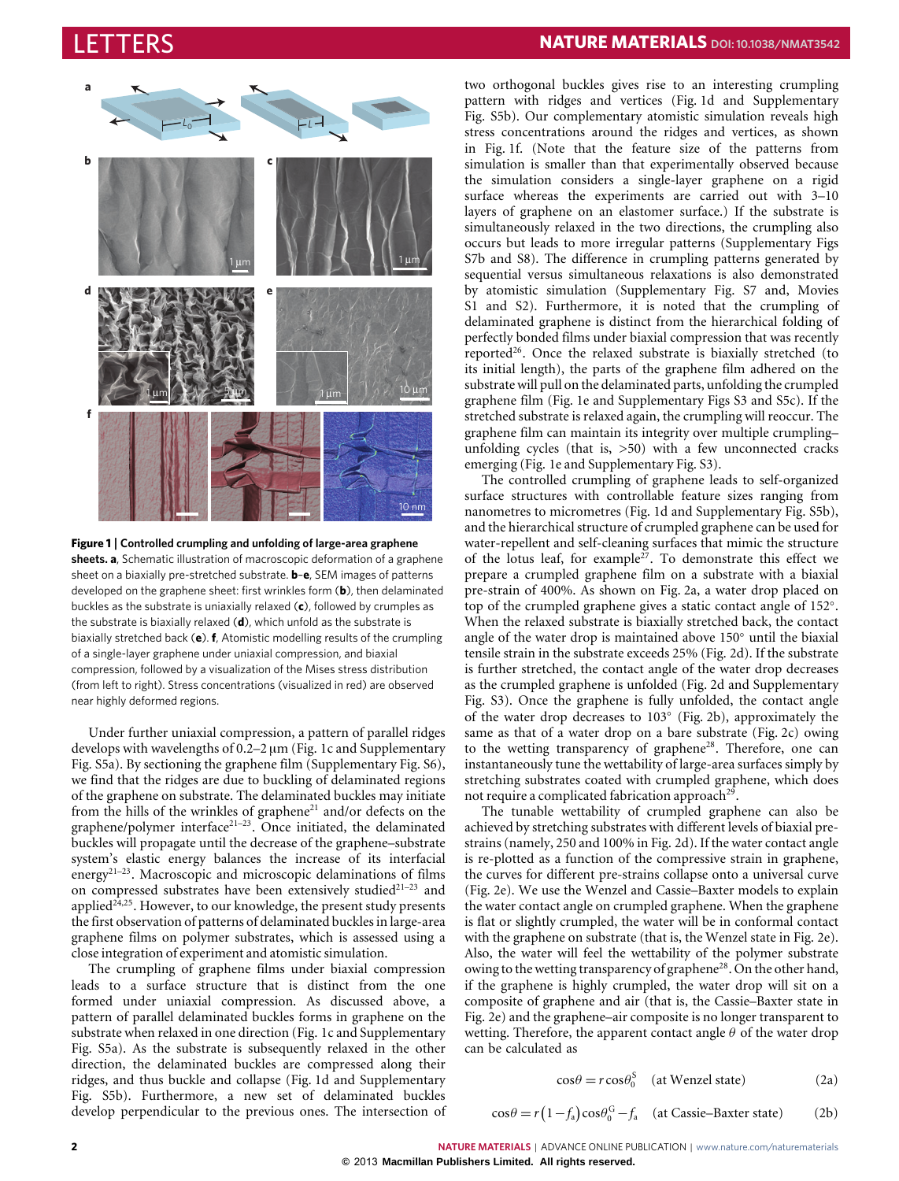**Figure 1 | Controlled crumpling and unfolding of large-area graphene sheets.** **a**, Schematic illustration of macroscopic deformation of a graphene sheet on a biaxially pre-stretched substrate. **b–e**, SEM images of patterns developed on the graphene sheet: first wrinkles form (**b**), then delaminated buckles as the substrate is uniaxially relaxed (**c**), followed by crumples as the substrate is biaxially relaxed (**d**), which unfold as the substrate is biaxially stretched back (**e**). **f**, Atomistic modelling results of the crumpling of a single-layer graphene under uniaxial compression, and biaxial compression, followed by a visualization of the Mises stress distribution (from left to right). Stress concentrations (visualized in red) are observed near highly deformed regions.

Under further uniaxial compression, a pattern of parallel ridges develops with wavelengths of 0.2–2 μm (Fig. 1c and Supplementary Fig. S5a). By sectioning the graphene film (Supplementary Fig. S6), we find that the ridges are due to buckling of delaminated regions of the graphene on substrate. The delaminated buckles may initiate from the hills of the wrinkles of graphene[21] and/or defects on the graphene/polymer interface[21–23]. Once initiated, the delaminated buckles will propagate until the decrease of the graphene–substrate system's elastic energy balances the increase of its interfacial energy[21–23]. Macroscopic and microscopic delaminations of films on compressed substrates have been extensively studied[21–23] and applied[24,25]. However, to our knowledge, the present study presents the first observation of patterns of delaminated buckles in large-area graphene films on polymer substrates, which is assessed using a close integration of experiment and atomistic simulation.

The crumpling of graphene films under biaxial compression leads to a surface structure that is distinct from the one formed under uniaxial compression. As discussed above, a pattern of parallel delaminated buckles forms in graphene on the substrate when relaxed in one direction (Fig. 1c and Supplementary Fig. S5a). As the substrate is subsequently relaxed in the other direction, the delaminated buckles are compressed along their ridges, and thus buckle and collapse (Fig. 1d and Supplementary Fig. S5b). Furthermore, a new set of delaminated buckles develop perpendicular to the previous ones. The intersection of two orthogonal buckles gives rise to an interesting crumpling pattern with ridges and vertices (Fig. 1d and Supplementary Fig. S5b). Our complementary atomistic simulation reveals high stress concentrations around the ridges and vertices, as shown in Fig. 1f. (Note that the feature size of the patterns from simulation is smaller than that experimentally observed because the simulation considers a single-layer graphene on a rigid surface whereas the experiments are carried out with 3–10 layers of graphene on an elastomer surface.) If the substrate is simultaneously relaxed in the two directions, the crumpling also occurs but leads to more irregular patterns (Supplementary Figs S7b and S8). The difference in crumpling patterns generated by sequential versus simultaneous relaxations is also demonstrated by atomistic simulation (Supplementary Fig. S7 and, Movies S1 and S2). Furthermore, it is noted that the crumpling of delaminated graphene is distinct from the hierarchical folding of perfectly bonded films under biaxial compression that was recently reported[26]. Once the relaxed substrate is biaxially stretched (to its initial length), the parts of the graphene film adhered on the substrate will pull on the delaminated parts, unfolding the crumpled graphene film (Fig. 1e and Supplementary Figs S3 and S5c). If the stretched substrate is relaxed again, the crumpling will reoccur. The graphene film can maintain its integrity over multiple crumpling–unfolding cycles (that is, >50) with a few unconnected cracks emerging (Fig. 1e and Supplementary Fig. S3).

The controlled crumpling of graphene leads to self-organized surface structures with controllable feature sizes ranging from nanometres to micrometres (Fig. 1d and Supplementary Fig. S5b), and the hierarchical structure of crumpled graphene can be used for water-repellent and self-cleaning surfaces that mimic the structure of the lotus leaf, for example[27]. To demonstrate this effect we prepare a crumpled graphene film on a substrate with a biaxial pre-strain of 400%. As shown on Fig. 2a, a water drop placed on top of the crumpled graphene gives a static contact angle of 152°. When the relaxed substrate is biaxially stretched back, the contact angle of the water drop is maintained above 150° until the biaxial tensile strain in the substrate exceeds 25% (Fig. 2d). If the substrate is further stretched, the contact angle of the water drop decreases as the crumpled graphene is unfolded (Fig. 2d and Supplementary Fig. S3). Once the graphene is fully unfolded, the contact angle of the water drop decreases to 103° (Fig. 2b), approximately the same as that of a water drop on a bare substrate (Fig. 2c) owing to the wetting transparency of graphene[28]. Therefore, one can instantaneously tune the wettability of large-area surfaces simply by stretching substrates coated with crumpled graphene, which does not require a complicated fabrication approach[29].

The tunable wettability of crumpled graphene can also be achieved by stretching substrates with different levels of biaxial pre-strains (namely, 250 and 100% in Fig. 2d). If the water contact angle is re-plotted as a function of the compressive strain in graphene, the curves for different pre-strains collapse onto a universal curve (Fig. 2e). We use the Wenzel and Cassie–Baxter models to explain the water contact angle on crumpled graphene. When the graphene is flat or slightly crumpled, the water will be in conformal contact with the graphene on substrate (that is, the Wenzel state in Fig. 2e). Also, the water will feel the wettability of the polymer substrate owing to the wetting transparency of graphene[28]. On the other hand, if the graphene is highly crumpled, the water drop will sit on a composite of graphene and air (that is, the Cassie–Baxter state in Fig. 2e) and the graphene–air composite is no longer transparent to wetting. Therefore, the apparent contact angle $\theta$ of the water drop can be calculated as

$$\cos\theta = r\cos\theta_0^{S} \quad \text{(at Wenzel state)} \tag{2a}$$

$$\cos\theta = r\left(1-f_a\right)\cos\theta_0^{G} - f_a \quad \text{(at Cassie–Baxter state)} \tag{2b}$$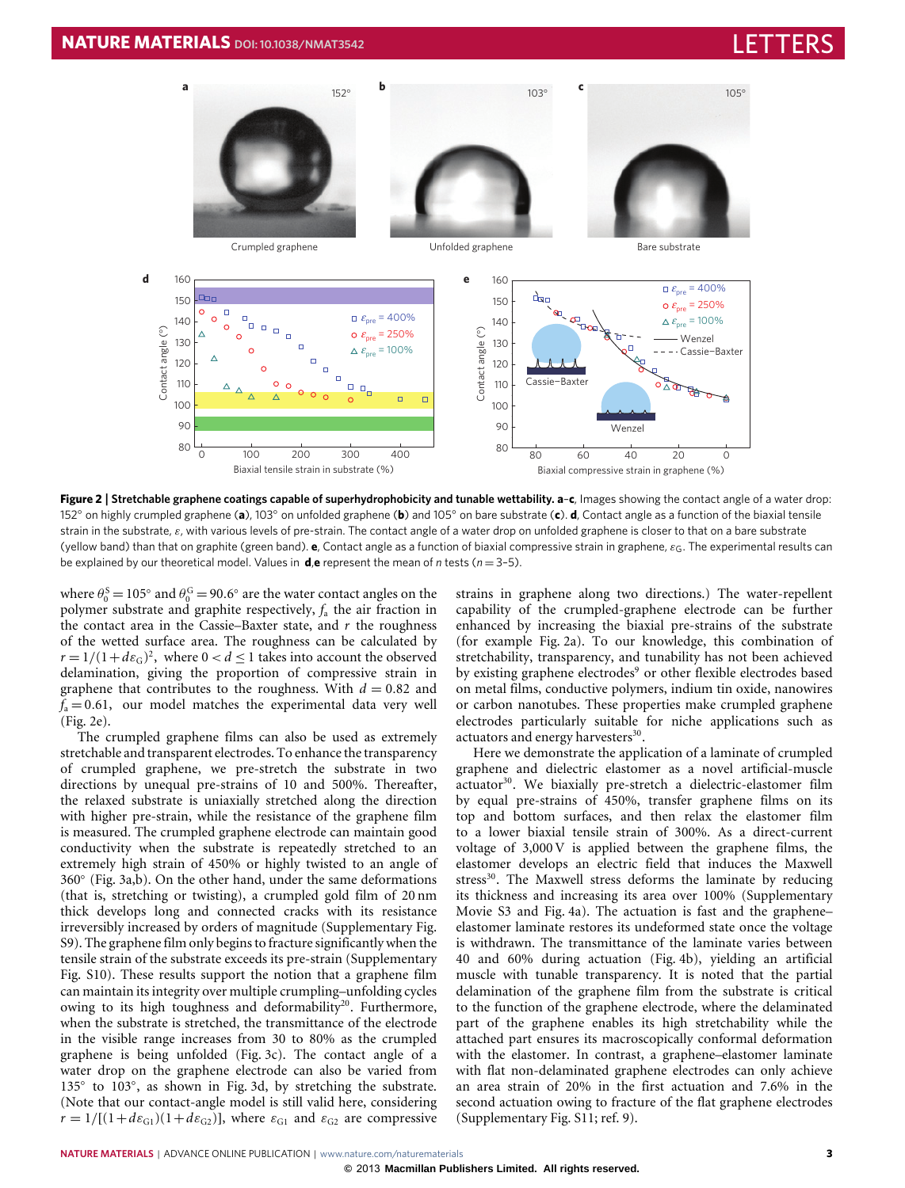**Figure 2 | Stretchable graphene coatings capable of superhydrophobicity and tunable wettability. a–c**, Images showing the contact angle of a water drop: 152° on highly crumpled graphene (**a**), 103° on unfolded graphene (**b**) and 105° on bare substrate (**c**). **d**, Contact angle as a function of the biaxial tensile strain in the substrate, $\varepsilon$, with various levels of pre-strain. The contact angle of a water drop on unfolded graphene is closer to that on a bare substrate (yellow band) than that on graphite (green band). **e**, Contact angle as a function of biaxial compressive strain in graphene, $\varepsilon_G$. The experimental results can be explained by our theoretical model. Values in **d**,**e** represent the mean of $n$ tests ($n = 3$–5).

where $\theta_0^S = 105°$ and $\theta_0^G = 90.6°$ are the water contact angles on the polymer substrate and graphite respectively, $f_a$ the air fraction in the contact area in the Cassie–Baxter state, and $r$ the roughness of the wetted surface area. The roughness can be calculated by $r = 1/(1 + d\varepsilon_G)^2$, where $0 < d \leq 1$ takes into account the observed delamination, giving the proportion of compressive strain in graphene that contributes to the roughness. With $d = 0.82$ and $f_a = 0.61$, our model matches the experimental data very well (Fig. 2e).

The crumpled graphene films can also be used as extremely stretchable and transparent electrodes. To enhance the transparency of crumpled graphene, we pre-stretch the substrate in two directions by unequal pre-strains of 10 and 500%. Thereafter, the relaxed substrate is uniaxially stretched along the direction with higher pre-strain, while the resistance of the graphene film is measured. The crumpled graphene electrode can maintain good conductivity when the substrate is repeatedly stretched to an extremely high strain of 450% or highly twisted to an angle of 360° (Fig. 3a,b). On the other hand, under the same deformations (that is, stretching or twisting), a crumpled gold film of 20 nm thick develops long and connected cracks with its resistance irreversibly increased by orders of magnitude (Supplementary Fig. S9). The graphene film only begins to fracture significantly when the tensile strain of the substrate exceeds its pre-strain (Supplementary Fig. S10). These results support the notion that a graphene film can maintain its integrity over multiple crumpling–unfolding cycles owing to its high toughness and deformability[20]. Furthermore, when the substrate is stretched, the transmittance of the electrode in the visible range increases from 30 to 80% as the crumpled graphene is being unfolded (Fig. 3c). The contact angle of a water drop on the graphene electrode can also be varied from 135° to 103°, as shown in Fig. 3d, by stretching the substrate. (Note that our contact-angle model is still valid here, considering $r = 1/[(1 + d\varepsilon_{G1})(1 + d\varepsilon_{G2})]$, where $\varepsilon_{G1}$ and $\varepsilon_{G2}$ are compressive strains in graphene along two directions.) The water-repellent capability of the crumpled-graphene electrode can be further enhanced by increasing the biaxial pre-strains of the substrate (for example Fig. 2a). To our knowledge, this combination of stretchability, transparency, and tunability has not been achieved by existing graphene electrodes[9] or other flexible electrodes based on metal films, conductive polymers, indium tin oxide, nanowires or carbon nanotubes. These properties make crumpled graphene electrodes particularly suitable for niche applications such as actuators and energy harvesters[30].

Here we demonstrate the application of a laminate of crumpled graphene and dielectric elastomer as a novel artificial-muscle actuator[30]. We biaxially pre-stretch a dielectric-elastomer film by equal pre-strains of 450%, transfer graphene films on its top and bottom surfaces, and then relax the elastomer film to a lower biaxial tensile strain of 300%. As a direct-current voltage of 3,000 V is applied between the graphene films, the elastomer develops an electric field that induces the Maxwell stress[30]. The Maxwell stress deforms the laminate by reducing its thickness and increasing its area over 100% (Supplementary Movie S3 and Fig. 4a). The actuation is fast and the graphene–elastomer laminate restores its undeformed state once the voltage is withdrawn. The transmittance of the laminate varies between 40 and 60% during actuation (Fig. 4b), yielding an artificial muscle with tunable transparency. It is noted that the partial delamination of the graphene film from the substrate is critical to the function of the graphene electrode, where the delaminated part of the graphene enables its high stretchability while the attached part ensures its macroscopically conformal deformation with the elastomer. In contrast, a graphene–elastomer laminate with flat non-delaminated graphene electrodes can only achieve an area strain of 20% in the first actuation and 7.6% in the second actuation owing to fracture of the flat graphene electrodes (Supplementary Fig. S11; ref. 9).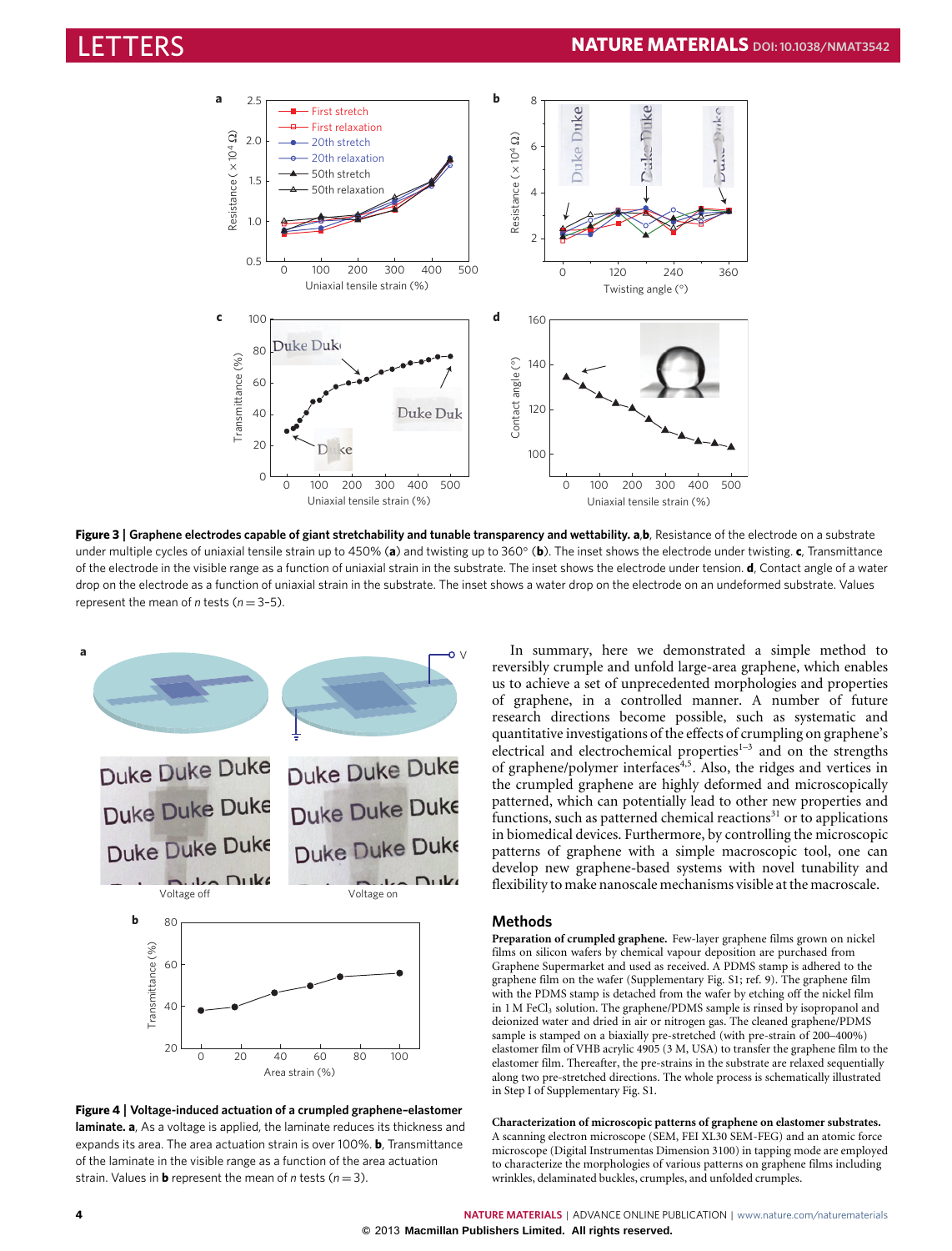**Figure 3 | Graphene electrodes capable of giant stretchability and tunable transparency and wettability. a**,**b**, Resistance of the electrode on a substrate under multiple cycles of uniaxial tensile strain up to 450% (**a**) and twisting up to 360° (**b**). The inset shows the electrode under twisting. **c**, Transmittance of the electrode in the visible range as a function of uniaxial strain in the substrate. The inset shows the electrode under tension. **d**, Contact angle of a water drop on the electrode as a function of uniaxial strain in the substrate. The inset shows a water drop on the electrode on an undeformed substrate. Values represent the mean of $n$ tests ($n = 3$–5).

**Figure 4 | Voltage-induced actuation of a crumpled graphene–elastomer laminate. a**, As a voltage is applied, the laminate reduces its thickness and expands its area. The area actuation strain is over 100%. **b**, Transmittance of the laminate in the visible range as a function of the area actuation strain. Values in **b** represent the mean of $n$ tests ($n = 3$).

In summary, here we demonstrated a simple method to reversibly crumple and unfold large-area graphene, which enables us to achieve a set of unprecedented morphologies and properties of graphene, in a controlled manner. A number of future research directions become possible, such as systematic and quantitative investigations of the effects of crumpling on graphene's electrical and electrochemical properties[1–3] and on the strengths of graphene/polymer interfaces[4,5]. Also, the ridges and vertices in the crumpled graphene are highly deformed and microscopically patterned, which can potentially lead to other new properties and functions, such as patterned chemical reactions[31] or to applications in biomedical devices. Furthermore, by controlling the microscopic patterns of graphene with a simple macroscopic tool, one can develop new graphene-based systems with novel tunability and flexibility to make nanoscale mechanisms visible at the macroscale.

## Methods

**Preparation of crumpled graphene.** Few-layer graphene films grown on nickel films on silicon wafers by chemical vapour deposition are purchased from Graphene Supermarket and used as received. A PDMS stamp is adhered to the graphene film on the wafer (Supplementary Fig. S1; ref. 9). The graphene film with the PDMS stamp is detached from the wafer by etching off the nickel film in 1 M $FeCl_3$ solution. The graphene/PDMS sample is rinsed by isopropanol and deionized water and dried in air or nitrogen gas. The cleaned graphene/PDMS sample is stamped on a biaxially pre-stretched (with pre-strain of 200–400%) elastomer film of VHB acrylic 4905 (3 M, USA) to transfer the graphene film to the elastomer film. Thereafter, the pre-strains in the substrate are relaxed sequentially along two pre-stretched directions. The whole process is schematically illustrated in Step I of Supplementary Fig. S1.

**Characterization of microscopic patterns of graphene on elastomer substrates.** A scanning electron microscope (SEM, FEI XL30 SEM-FEG) and an atomic force microscope (Digital Instrumentas Dimension 3100) in tapping mode are employed to characterize the morphologies of various patterns on graphene films including wrinkles, delaminated buckles, crumples, and unfolded crumples.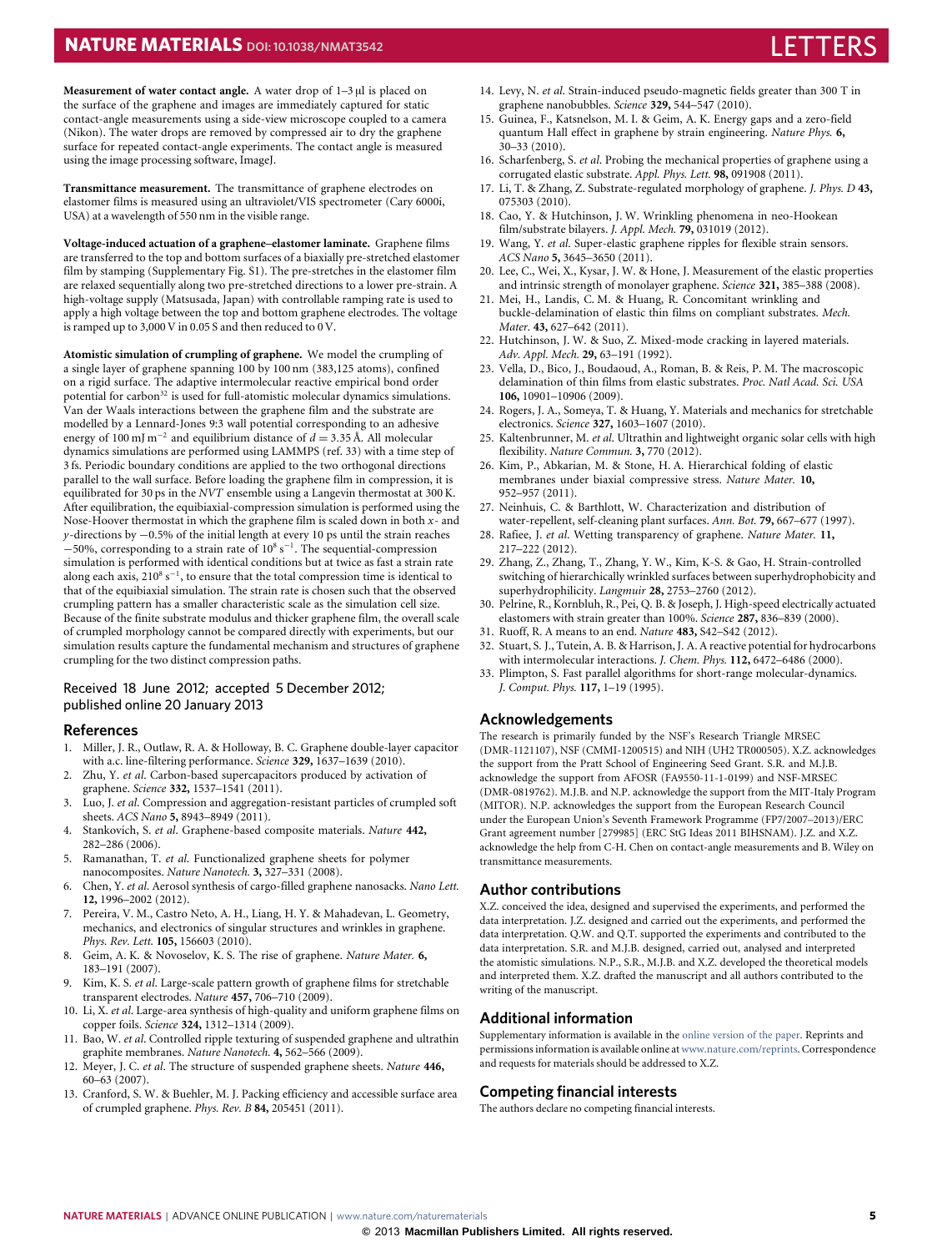**Measurement of water contact angle.** A water drop of 1–3 μl is placed on the surface of the graphene and images are immediately captured for static contact-angle measurements using a side-view microscope coupled to a camera (Nikon). The water drops are removed by compressed air to dry the graphene surface for repeated contact-angle experiments. The contact angle is measured using the image processing software, ImageJ.

**Transmittance measurement.** The transmittance of graphene electrodes on elastomer films is measured using an ultraviolet/VIS spectrometer (Cary 6000i, USA) at a wavelength of 550 nm in the visible range.

**Voltage-induced actuation of a graphene–elastomer laminate.** Graphene films are transferred to the top and bottom surfaces of a biaxially pre-stretched elastomer film by stamping (Supplementary Fig. S1). The pre-stretches in the elastomer film are relaxed sequentially along two pre-stretched directions to a lower pre-strain. A high-voltage supply (Matsusada, Japan) with controllable ramping rate is used to apply a high voltage between the top and bottom graphene electrodes. The voltage is ramped up to 3,000 V in 0.05 S and then reduced to 0 V.

**Atomistic simulation of crumpling of graphene.** We model the crumpling of a single layer of graphene spanning 100 by 100 nm (383,125 atoms), confined on a rigid surface. The adaptive intermolecular reactive empirical bond order potential for carbon[32] is used for full-atomistic molecular dynamics simulations. Van der Waals interactions between the graphene film and the substrate are modelled by a Lennard-Jones 9:3 wall potential corresponding to an adhesive energy of 100 mJ $m^{-2}$ and equilibrium distance of $d = 3.35$ Å. All molecular dynamics simulations are performed using LAMMPS (ref. 33) with a time step of 3 fs. Periodic boundary conditions are applied to the two orthogonal directions parallel to the wall surface. Before loading the graphene film in compression, it is equilibrated for 30 ps in the *NVT* ensemble using a Langevin thermostat at 300 K. After equilibration, the equibiaxial-compression simulation is performed using the Nose-Hoover thermostat in which the graphene film is scaled down in both $x$- and $y$-directions by −0.5% of the initial length at every 10 ps until the strain reaches −50%, corresponding to a strain rate of $10^8$ $s^{-1}$. The sequential-compression simulation is performed with identical conditions but at twice as fast a strain rate along each axis, $2\,10^8$ $s^{-1}$, to ensure that the total compression time is identical to that of the equibiaxial simulation. The strain rate is chosen such that the observed crumpling pattern has a smaller characteristic scale as the simulation cell size. Because of the finite substrate modulus and thicker graphene film, the overall scale of crumpled morphology cannot be compared directly with experiments, but our simulation results capture the fundamental mechanism and structures of graphene crumpling for the two distinct compression paths.

Received 18 June 2012; accepted 5 December 2012; published online 20 January 2013

## References

1. Miller, J. R., Outlaw, R. A. & Holloway, B. C. Graphene double-layer capacitor with a.c. line-filtering performance. *Science* **329,** 1637–1639 (2010).
2. Zhu, Y. *et al*. Carbon-based supercapacitors produced by activation of graphene. *Science* **332,** 1537–1541 (2011).
3. Luo, J. *et al*. Compression and aggregation-resistant particles of crumpled soft sheets. *ACS Nano* **5,** 8943–8949 (2011).
4. Stankovich, S. *et al*. Graphene-based composite materials. *Nature* **442,** 282–286 (2006).
5. Ramanathan, T. *et al*. Functionalized graphene sheets for polymer nanocomposites. *Nature Nanotech.* **3,** 327–331 (2008).
6. Chen, Y. *et al*. Aerosol synthesis of cargo-filled graphene nanosacks. *Nano Lett.* **12,** 1996–2002 (2012).
7. Pereira, V. M., Castro Neto, A. H., Liang, H. Y. & Mahadevan, L. Geometry, mechanics, and electronics of singular structures and wrinkles in graphene. *Phys. Rev. Lett.* **105,** 156603 (2010).
8. Geim, A. K. & Novoselov, K. S. The rise of graphene. *Nature Mater.* **6,** 183–191 (2007).
9. Kim, K. S. *et al*. Large-scale pattern growth of graphene films for stretchable transparent electrodes. *Nature* **457,** 706–710 (2009).
10. Li, X. *et al*. Large-area synthesis of high-quality and uniform graphene films on copper foils. *Science* **324,** 1312–1314 (2009).
11. Bao, W. *et al*. Controlled ripple texturing of suspended graphene and ultrathin graphite membranes. *Nature Nanotech.* **4,** 562–566 (2009).
12. Meyer, J. C. *et al*. The structure of suspended graphene sheets. *Nature* **446,** 60–63 (2007).
13. Cranford, S. W. & Buehler, M. J. Packing efficiency and accessible surface area of crumpled graphene. *Phys. Rev. B* **84,** 205451 (2011).
14. Levy, N. *et al*. Strain-induced pseudo-magnetic fields greater than 300 T in graphene nanobubbles. *Science* **329,** 544–547 (2010).
15. Guinea, F., Katsnelson, M. I. & Geim, A. K. Energy gaps and a zero-field quantum Hall effect in graphene by strain engineering. *Nature Phys.* **6,** 30–33 (2010).
16. Scharfenberg, S. *et al*. Probing the mechanical properties of graphene using a corrugated elastic substrate. *Appl. Phys. Lett.* **98,** 091908 (2011).
17. Li, T. & Zhang, Z. Substrate-regulated morphology of graphene. *J. Phys. D* **43,** 075303 (2010).
18. Cao, Y. & Hutchinson, J. W. Wrinkling phenomena in neo-Hookean film/substrate bilayers. *J. Appl. Mech.* **79,** 031019 (2012).
19. Wang, Y. *et al*. Super-elastic graphene ripples for flexible strain sensors. *ACS Nano* **5,** 3645–3650 (2011).
20. Lee, C., Wei, X., Kysar, J. W. & Hone, J. Measurement of the elastic properties and intrinsic strength of monolayer graphene. *Science* **321,** 385–388 (2008).
21. Mei, H., Landis, C. M. & Huang, R. Concomitant wrinkling and buckle-delamination of elastic thin films on compliant substrates. *Mech. Mater.* **43,** 627–642 (2011).
22. Hutchinson, J. W. & Suo, Z. Mixed-mode cracking in layered materials. *Adv. Appl. Mech.* **29,** 63–191 (1992).
23. Vella, D., Bico, J., Boudaoud, A., Roman, B. & Reis, P. M. The macroscopic delamination of thin films from elastic substrates. *Proc. Natl Acad. Sci. USA* **106,** 10901–10906 (2009).
24. Rogers, J. A., Someya, T. & Huang, Y. Materials and mechanics for stretchable electronics. *Science* **327,** 1603–1607 (2010).
25. Kaltenbrunner, M. *et al*. Ultrathin and lightweight organic solar cells with high flexibility. *Nature Commun.* **3,** 770 (2012).
26. Kim, P., Abkarian, M. & Stone, H. A. Hierarchical folding of elastic membranes under biaxial compressive stress. *Nature Mater.* **10,** 952–957 (2011).
27. Neinhuis, C. & Barthlott, W. Characterization and distribution of water-repellent, self-cleaning plant surfaces. *Ann. Bot.* **79,** 667–677 (1997).
28. Rafiee, J. *et al*. Wetting transparency of graphene. *Nature Mater.* **11,** 217–222 (2012).
29. Zhang, Z., Zhang, T., Zhang, Y. W., Kim, K-S. & Gao, H. Strain-controlled switching of hierarchically wrinkled surfaces between superhydrophobicity and superhydrophilicity. *Langmuir* **28,** 2753–2760 (2012).
30. Pelrine, R., Kornbluh, R., Pei, Q. B. & Joseph, J. High-speed electrically actuated elastomers with strain greater than 100%. *Science* **287,** 836–839 (2000).
31. Ruoff, R. A means to an end. *Nature* **483,** S42–S42 (2012).
32. Stuart, S. J., Tutein, A. B. & Harrison, J. A. A reactive potential for hydrocarbons with intermolecular interactions. *J. Chem. Phys.* **112,** 6472–6486 (2000).
33. Plimpton, S. Fast parallel algorithms for short-range molecular-dynamics. *J. Comput. Phys.* **117,** 1–19 (1995).

## Acknowledgements

The research is primarily funded by the NSF's Research Triangle MRSEC (DMR-1121107), NSF (CMMI-1200515) and NIH (UH2 TR000505). X.Z. acknowledges the support from the Pratt School of Engineering Seed Grant. S.R. and M.J.B. acknowledge the support from AFOSR (FA9550-11-1-0199) and NSF-MRSEC (DMR-0819762). M.J.B. and N.P. acknowledge the support from the MIT-Italy Program (MITOR). N.P. acknowledges the support from the European Research Council under the European Union's Seventh Framework Programme (FP7/2007–2013)/ERC Grant agreement number [279985] (ERC StG Ideas 2011 BIHSNAM). J.Z. and X.Z. acknowledge the help from C-H. Chen on contact-angle measurements and B. Wiley on transmittance measurements.

## Author contributions

X.Z. conceived the idea, designed and supervised the experiments, and performed the data interpretation. J.Z. designed and carried out the experiments, and performed the data interpretation. Q.W. and Q.T. supported the experiments and contributed to the data interpretation. S.R. and M.J.B. designed, carried out, analysed and interpreted the atomistic simulations. N.P., S.R., M.J.B. and X.Z. developed the theoretical models and interpreted them. X.Z. drafted the manuscript and all authors contributed to the writing of the manuscript.

## Additional information

Supplementary information is available in the online version of the paper. Reprints and permissions information is available online at www.nature.com/reprints. Correspondence and requests for materials should be addressed to X.Z.

## Competing financial interests

The authors declare no competing financial interests.